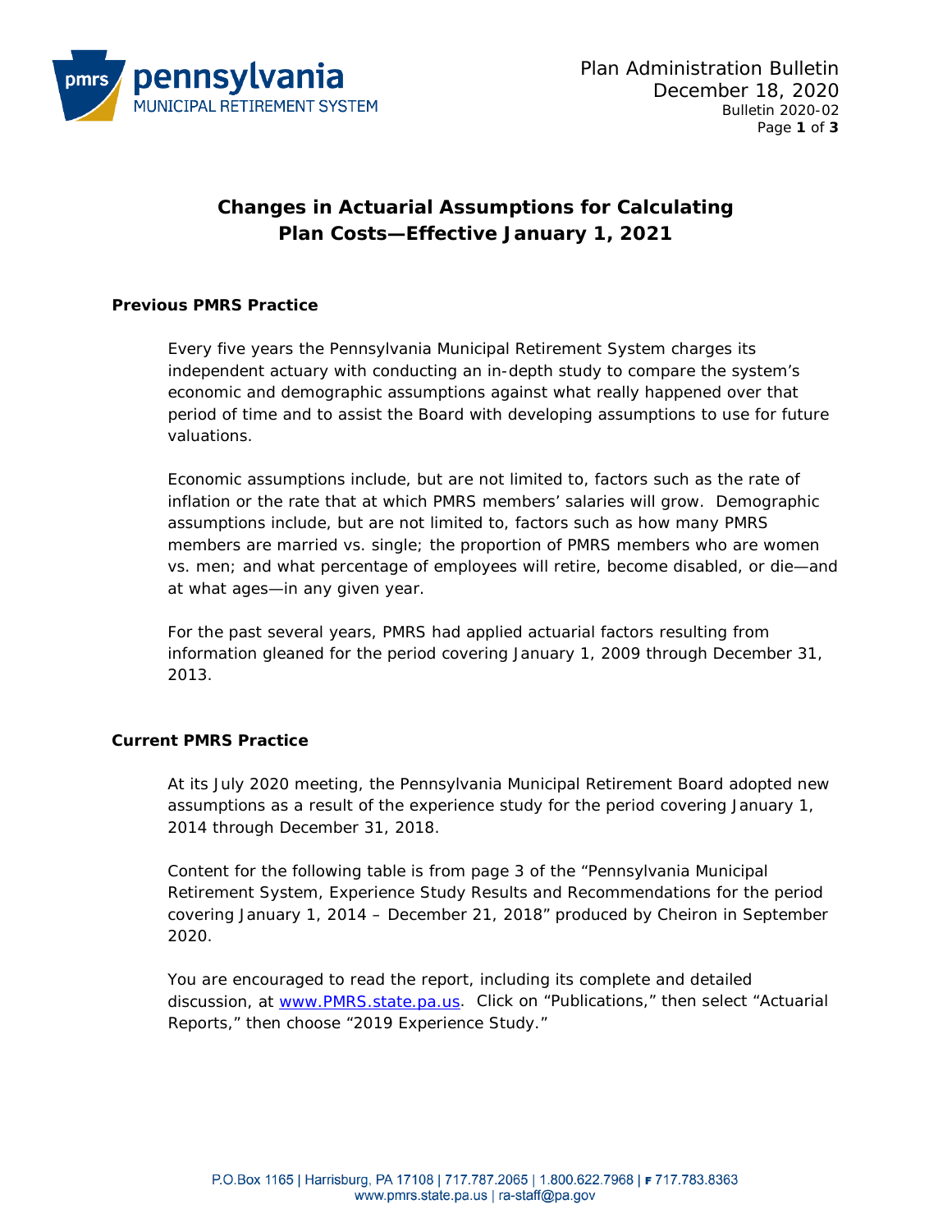Plan Administration Bulletin
December 18, 2020
Bulletin 2020-02

# Changes in Actuarial Assumptions for Calculating Plan Costs—Effective January 1, 2021

## Previous PMRS Practice

Every five years the Pennsylvania Municipal Retirement System charges its independent actuary with conducting an in-depth study to compare the system's economic and demographic assumptions against what really happened over that period of time and to assist the Board with developing assumptions to use for future valuations.

Economic assumptions include, but are not limited to, factors such as the rate of inflation or the rate that at which PMRS members' salaries will grow. Demographic assumptions include, but are not limited to, factors such as how many PMRS members are married vs. single; the proportion of PMRS members who are women vs. men; and what percentage of employees will retire, become disabled, or die—and at what ages—in any given year.

For the past several years, PMRS had applied actuarial factors resulting from information gleaned for the period covering January 1, 2009 through December 31, 2013.

## Current PMRS Practice

At its July 2020 meeting, the Pennsylvania Municipal Retirement Board adopted new assumptions as a result of the experience study for the period covering January 1, 2014 through December 31, 2018.

Content for the following table is from page 3 of the "Pennsylvania Municipal Retirement System, Experience Study Results and Recommendations for the period covering January 1, 2014 – December 21, 2018" produced by Cheiron in September 2020.

You are encouraged to read the report, including its complete and detailed discussion, at [www.PMRS.state.pa.us](http://www.PMRS.state.pa.us). Click on "Publications," then select "Actuarial Reports," then choose "2019 Experience Study."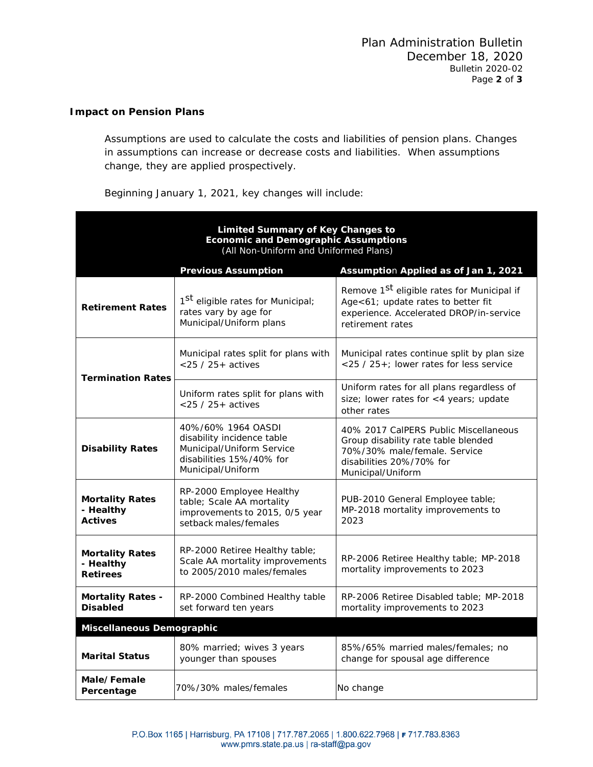**Impact on Pension Plans**

Assumptions are used to calculate the costs and liabilities of pension plans. Changes in assumptions can increase or decrease costs and liabilities. When assumptions change, they are applied prospectively.

Beginning January 1, 2021, key changes will include:

| **Limited Summary of Key Changes to Economic and Demographic Assumptions** (All Non-Uniform and Uniformed Plans) | | |
|---|---|---|
| | **Previous Assumption** | **Assumption Applied as of Jan 1, 2021** |
| **Retirement Rates** | 1st eligible rates for Municipal; rates vary by age for Municipal/Uniform plans | Remove 1st eligible rates for Municipal if Age<61; update rates to better fit experience. Accelerated DROP/in-service retirement rates |
| **Termination Rates** | Municipal rates split for plans with <25 / 25+ actives | Municipal rates continue split by plan size <25 / 25+; lower rates for less service |
| | Uniform rates split for plans with <25 / 25+ actives | Uniform rates for all plans regardless of size; lower rates for <4 years; update other rates |
| **Disability Rates** | 40%/60% 1964 OASDI disability incidence table Municipal/Uniform Service disabilities 15%/40% for Municipal/Uniform | 40% 2017 CalPERS Public Miscellaneous Group disability rate table blended 70%/30% male/female. Service disabilities 20%/70% for Municipal/Uniform |
| **Mortality Rates - Healthy Actives** | RP-2000 Employee Healthy table; Scale AA mortality improvements to 2015, 0/5 year setback males/females | PUB-2010 General Employee table; MP-2018 mortality improvements to 2023 |
| **Mortality Rates - Healthy Retirees** | RP-2000 Retiree Healthy table; Scale AA mortality improvements to 2005/2010 males/females | RP-2006 Retiree Healthy table; MP-2018 mortality improvements to 2023 |
| **Mortality Rates - Disabled** | RP-2000 Combined Healthy table set forward ten years | RP-2006 Retiree Disabled table; MP-2018 mortality improvements to 2023 |
| **Miscellaneous Demographic** | | |
| **Marital Status** | 80% married; wives 3 years younger than spouses | 85%/65% married males/females; no change for spousal age difference |
| **Male/Female Percentage** | 70%/30% males/females | No change |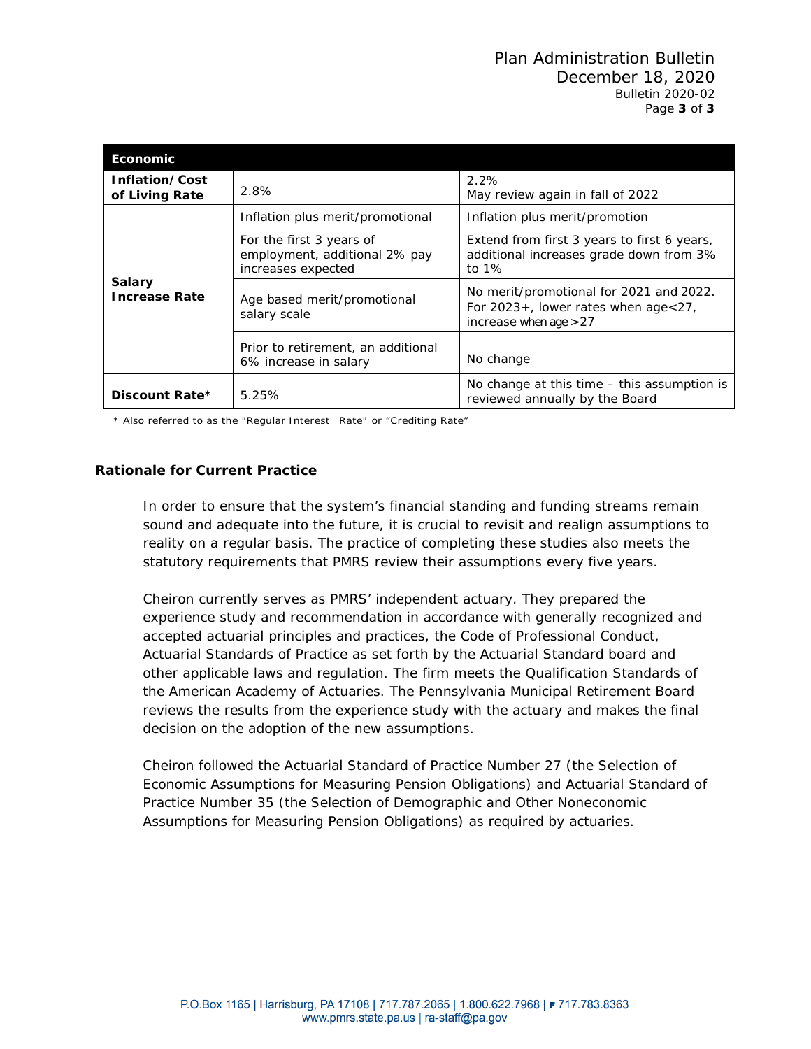| Economic | | |
|---|---|---|
| **Inflation/Cost of Living Rate** | 2.8% | 2.2%<br>May review again in fall of 2022 |
| **Salary Increase Rate** | Inflation plus merit/promotional | Inflation plus merit/promotion |
| | For the first 3 years of employment, additional 2% pay increases expected | Extend from first 3 years to first 6 years, additional increases grade down from 3% to 1% |
| | Age based merit/promotional salary scale | No merit/promotional for 2021 and 2022. For 2023+, lower rates when age<27, increase when age >27 |
| | Prior to retirement, an additional 6% increase in salary | No change |
| **Discount Rate*** | 5.25% | No change at this time – this assumption is reviewed annually by the Board |

* Also referred to as the "Regular Interest Rate" or "Crediting Rate"

### Rationale for Current Practice

In order to ensure that the system's financial standing and funding streams remain sound and adequate into the future, it is crucial to revisit and realign assumptions to reality on a regular basis. The practice of completing these studies also meets the statutory requirements that PMRS review their assumptions every five years.

Cheiron currently serves as PMRS' independent actuary. They prepared the experience study and recommendation in accordance with generally recognized and accepted actuarial principles and practices, the Code of Professional Conduct, Actuarial Standards of Practice as set forth by the Actuarial Standard board and other applicable laws and regulation. The firm meets the Qualification Standards of the American Academy of Actuaries. The Pennsylvania Municipal Retirement Board reviews the results from the experience study with the actuary and makes the final decision on the adoption of the new assumptions.

Cheiron followed the Actuarial Standard of Practice Number 27 (the Selection of Economic Assumptions for Measuring Pension Obligations) and Actuarial Standard of Practice Number 35 (the Selection of Demographic and Other Noneconomic Assumptions for Measuring Pension Obligations) as required by actuaries.